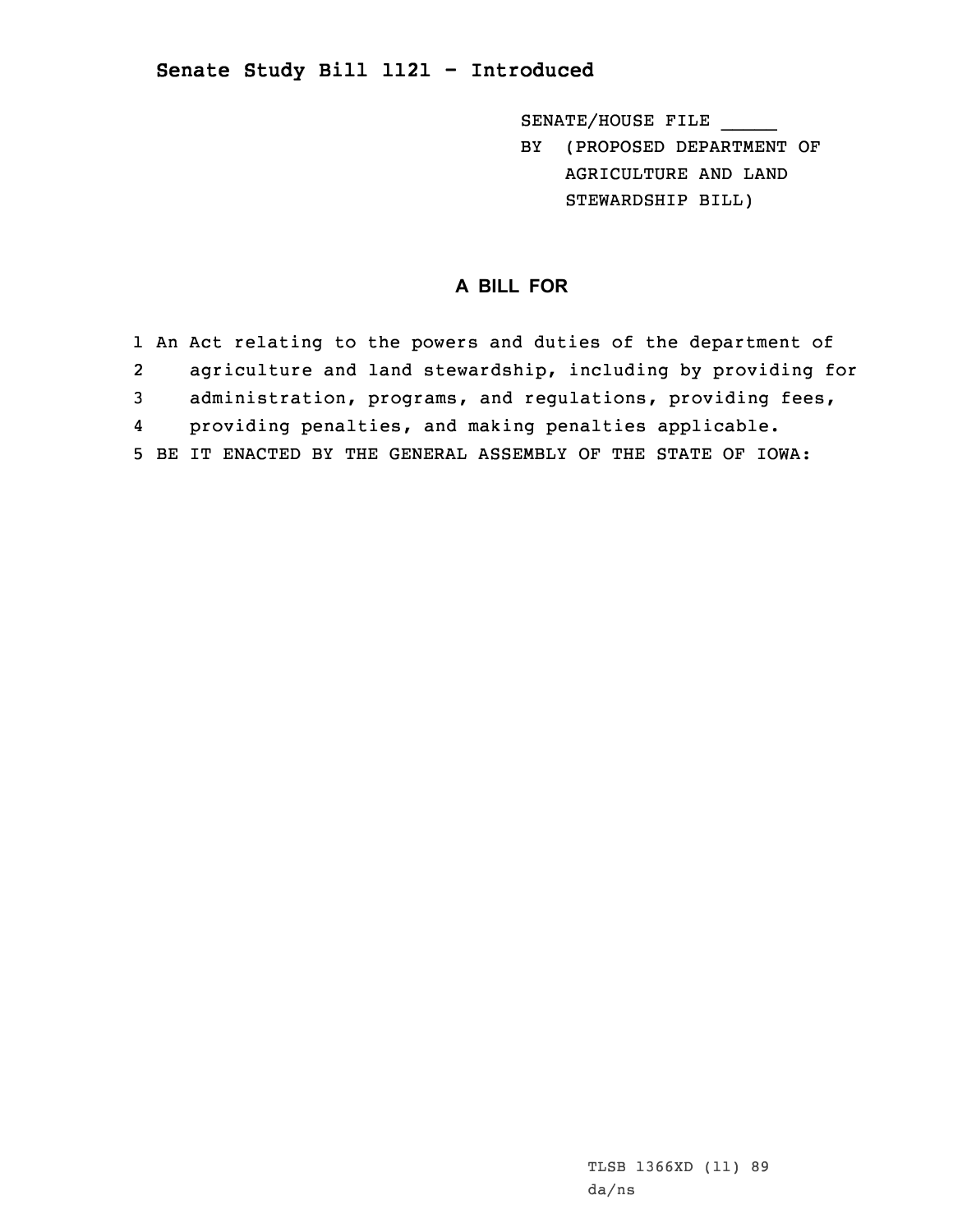## Senate Study Bill 1121 - Introduced

SENATE/HOUSE FILE _____
BY (PROPOSED DEPARTMENT OF AGRICULTURE AND LAND STEWARDSHIP BILL)

### A BILL FOR

1 An Act relating to the powers and duties of the department of
2 agriculture and land stewardship, including by providing for
3 administration, programs, and regulations, providing fees,
4 providing penalties, and making penalties applicable.
5 BE IT ENACTED BY THE GENERAL ASSEMBLY OF THE STATE OF IOWA:

TLSB 1366XD (11) 89
da/ns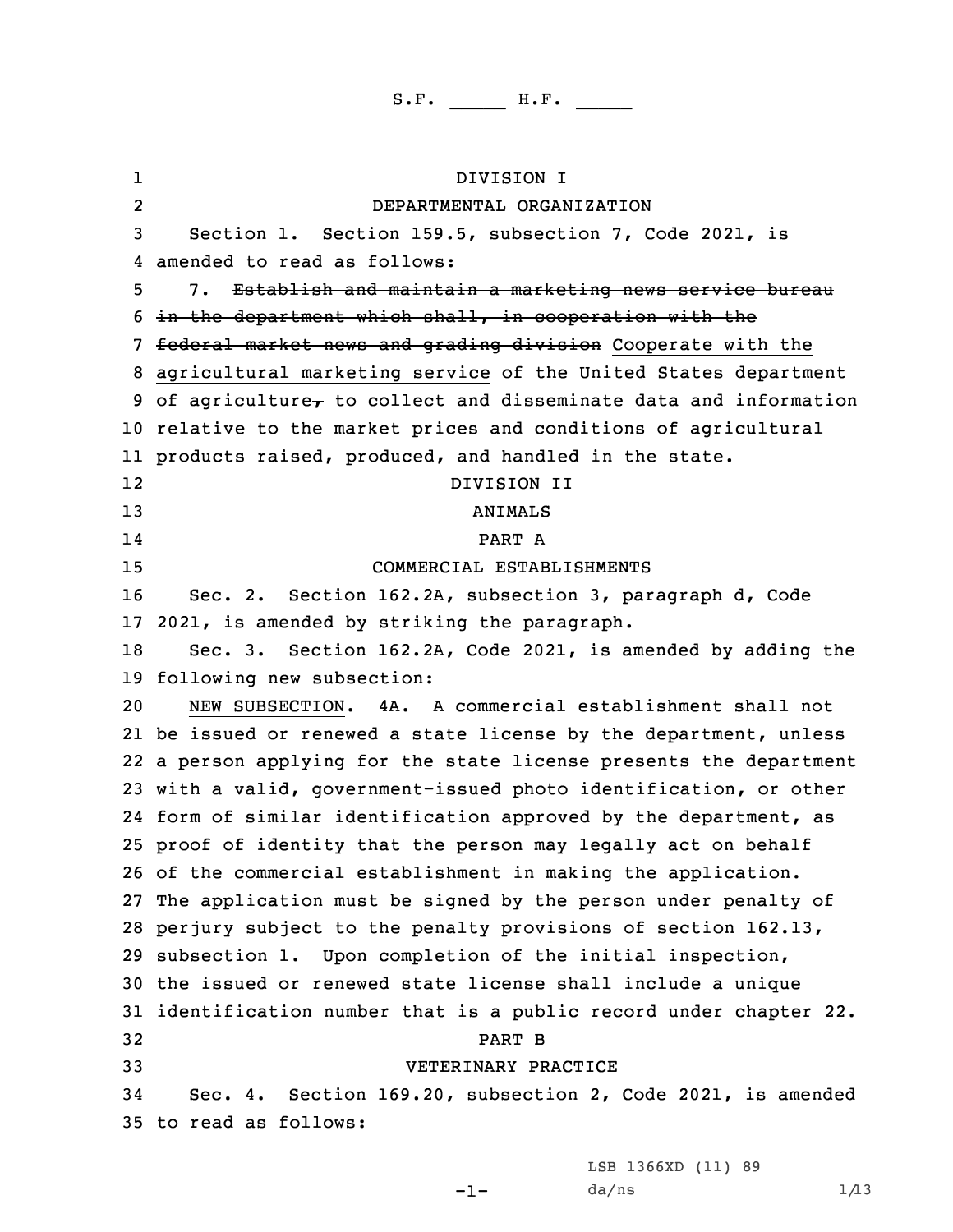DIVISION I

DEPARTMENTAL ORGANIZATION

Section 1. Section 159.5, subsection 7, Code 2021, is amended to read as follows:

7. ~~Establish and maintain a marketing news service bureau in the department which shall, in cooperation with the federal market news and grading division~~ Cooperate with the agricultural marketing service of the United States department of agriculture~~,~~ to collect and disseminate data and information relative to the market prices and conditions of agricultural products raised, produced, and handled in the state.

DIVISION II

ANIMALS

PART A

COMMERCIAL ESTABLISHMENTS

Sec. 2. Section 162.2A, subsection 3, paragraph d, Code 2021, is amended by striking the paragraph.

Sec. 3. Section 162.2A, Code 2021, is amended by adding the following new subsection:

NEW SUBSECTION. 4A. A commercial establishment shall not be issued or renewed a state license by the department, unless a person applying for the state license presents the department with a valid, government-issued photo identification, or other form of similar identification approved by the department, as proof of identity that the person may legally act on behalf of the commercial establishment in making the application. The application must be signed by the person under penalty of perjury subject to the penalty provisions of section 162.13, subsection 1. Upon completion of the initial inspection, the issued or renewed state license shall include a unique identification number that is a public record under chapter 22.

PART B

VETERINARY PRACTICE

Sec. 4. Section 169.20, subsection 2, Code 2021, is amended to read as follows: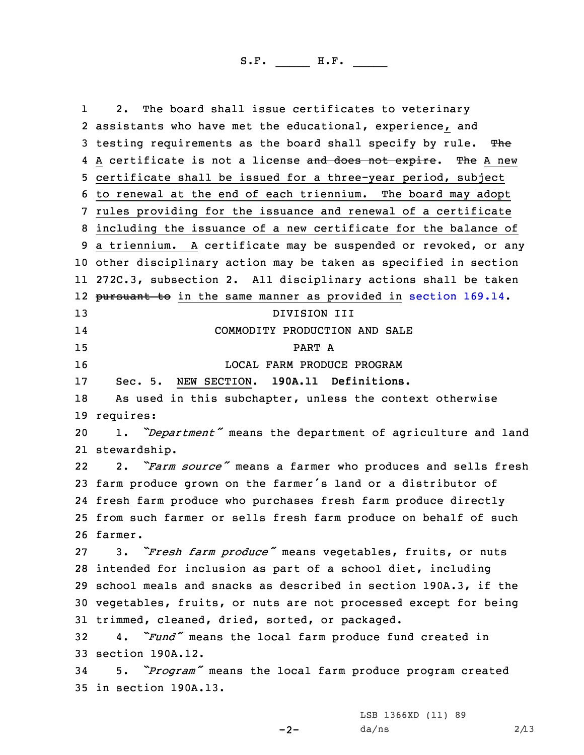2. The board shall issue certificates to veterinary assistants who have met the educational, experience, and testing requirements as the board shall specify by rule. ~~The~~ A certificate is not a license ~~and does not expire~~. ~~The~~ A new certificate shall be issued for a three-year period, subject to renewal at the end of each triennium. The board may adopt rules providing for the issuance and renewal of a certificate including the issuance of a new certificate for the balance of a triennium. A certificate may be suspended or revoked, or any other disciplinary action may be taken as specified in section 272C.3, subsection 2. All disciplinary actions shall be taken ~~pursuant to~~ in the same manner as provided in section 169.14.

DIVISION III

COMMODITY PRODUCTION AND SALE

PART A

LOCAL FARM PRODUCE PROGRAM

Sec. 5. NEW SECTION. **190A.11 Definitions.**

As used in this subchapter, unless the context otherwise requires:

1. *"Department"* means the department of agriculture and land stewardship.

2. *"Farm source"* means a farmer who produces and sells fresh farm produce grown on the farmer's land or a distributor of fresh farm produce who purchases fresh farm produce directly from such farmer or sells fresh farm produce on behalf of such farmer.

3. *"Fresh farm produce"* means vegetables, fruits, or nuts intended for inclusion as part of a school diet, including school meals and snacks as described in section 190A.3, if the vegetables, fruits, or nuts are not processed except for being trimmed, cleaned, dried, sorted, or packaged.

4. *"Fund"* means the local farm produce fund created in section 190A.12.

5. *"Program"* means the local farm produce program created in section 190A.13.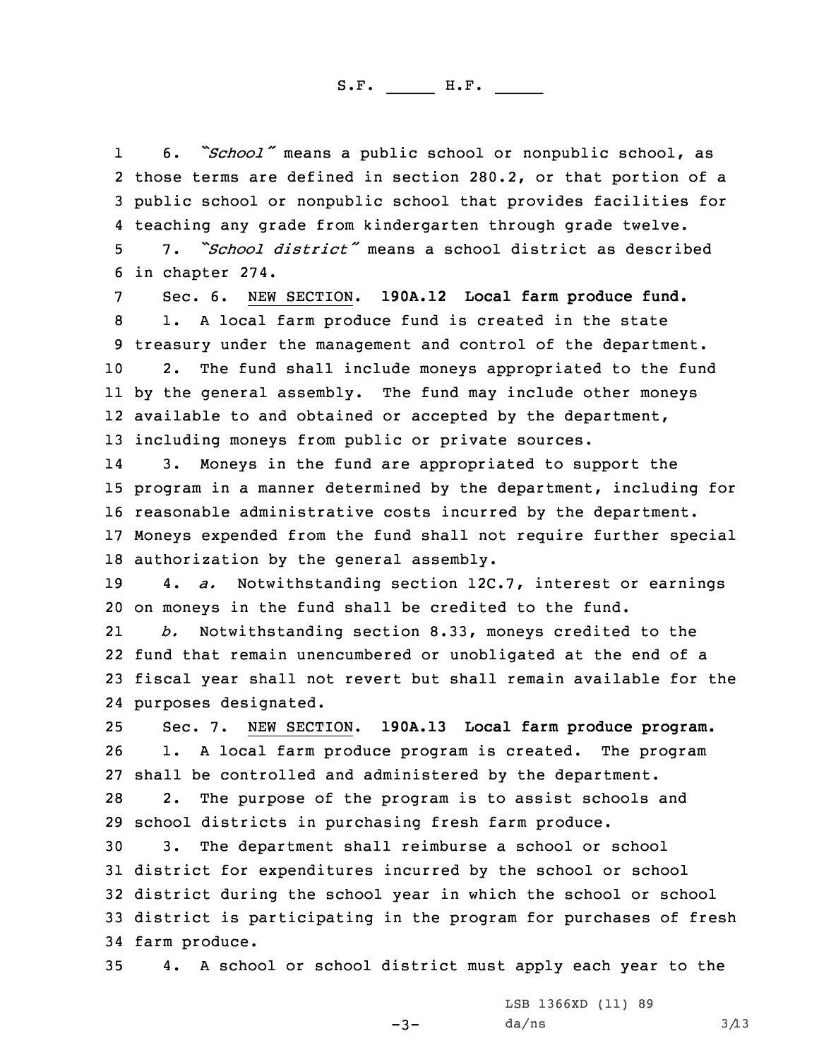6. *"School"* means a public school or nonpublic school, as those terms are defined in section 280.2, or that portion of a public school or nonpublic school that provides facilities for teaching any grade from kindergarten through grade twelve.

7. *"School district"* means a school district as described in chapter 274.

Sec. 6. NEW SECTION. **190A.12 Local farm produce fund.**

1. A local farm produce fund is created in the state treasury under the management and control of the department.

2. The fund shall include moneys appropriated to the fund by the general assembly. The fund may include other moneys available to and obtained or accepted by the department, including moneys from public or private sources.

3. Moneys in the fund are appropriated to support the program in a manner determined by the department, including for reasonable administrative costs incurred by the department. Moneys expended from the fund shall not require further special authorization by the general assembly.

4. *a.* Notwithstanding section 12C.7, interest or earnings on moneys in the fund shall be credited to the fund.

*b.* Notwithstanding section 8.33, moneys credited to the fund that remain unencumbered or unobligated at the end of a fiscal year shall not revert but shall remain available for the purposes designated.

Sec. 7. NEW SECTION. **190A.13 Local farm produce program.**

1. A local farm produce program is created. The program shall be controlled and administered by the department.

2. The purpose of the program is to assist schools and school districts in purchasing fresh farm produce.

3. The department shall reimburse a school or school district for expenditures incurred by the school or school district during the school year in which the school or school district is participating in the program for purchases of fresh farm produce.

4. A school or school district must apply each year to the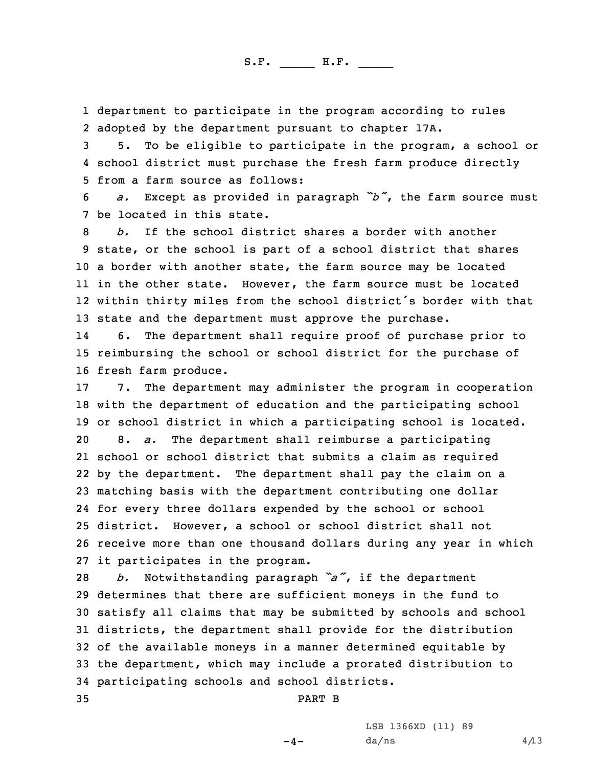department to participate in the program according to rules adopted by the department pursuant to chapter 17A.

5. To be eligible to participate in the program, a school or school district must purchase the fresh farm produce directly from a farm source as follows:

*a.* Except as provided in paragraph *"b"*, the farm source must be located in this state.

*b.* If the school district shares a border with another state, or the school is part of a school district that shares a border with another state, the farm source may be located in the other state. However, the farm source must be located within thirty miles from the school district's border with that state and the department must approve the purchase.

6. The department shall require proof of purchase prior to reimbursing the school or school district for the purchase of fresh farm produce.

7. The department may administer the program in cooperation with the department of education and the participating school or school district in which a participating school is located.

8. *a.* The department shall reimburse a participating school or school district that submits a claim as required by the department. The department shall pay the claim on a matching basis with the department contributing one dollar for every three dollars expended by the school or school district. However, a school or school district shall not receive more than one thousand dollars during any year in which it participates in the program.

*b.* Notwithstanding paragraph *"a"*, if the department determines that there are sufficient moneys in the fund to satisfy all claims that may be submitted by schools and school districts, the department shall provide for the distribution of the available moneys in a manner determined equitable by the department, which may include a prorated distribution to participating schools and school districts.

PART B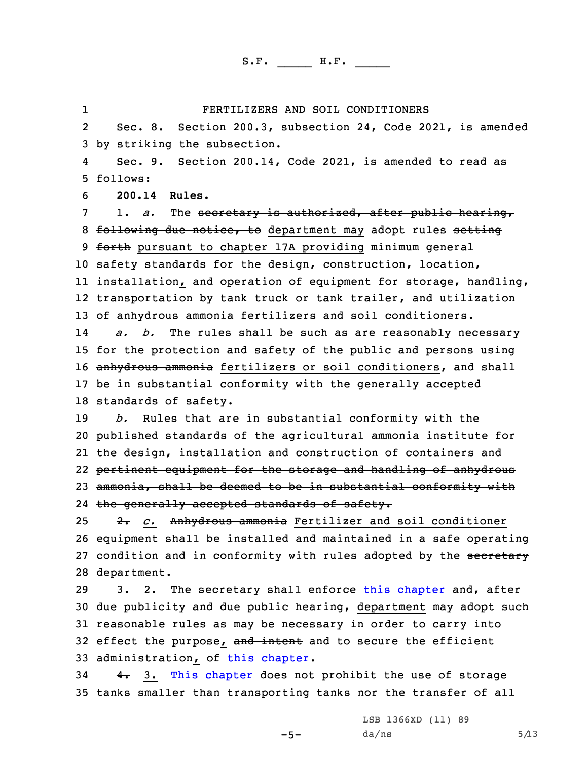FERTILIZERS AND SOIL CONDITIONERS

Sec. 8. Section 200.3, subsection 24, Code 2021, is amended by striking the subsection.

Sec. 9. Section 200.14, Code 2021, is amended to read as follows:

**200.14 Rules.**

1. *a.* The ~~secretary is authorized, after public hearing, following due notice, to~~ department may adopt rules ~~setting forth~~ pursuant to chapter 17A providing minimum general safety standards for the design, construction, location, installation, and operation of equipment for storage, handling, transportation by tank truck or tank trailer, and utilization of ~~anhydrous ammonia~~ fertilizers and soil conditioners.

~~*a.*~~ *b.* The rules shall be such as are reasonably necessary for the protection and safety of the public and persons using ~~anhydrous ammonia~~ fertilizers or soil conditioners, and shall be in substantial conformity with the generally accepted standards of safety.

~~*b.* Rules that are in substantial conformity with the published standards of the agricultural ammonia institute for the design, installation and construction of containers and pertinent equipment for the storage and handling of anhydrous ammonia, shall be deemed to be in substantial conformity with the generally accepted standards of safety.~~

~~2.~~ *c.* ~~Anhydrous ammonia~~ Fertilizer and soil conditioner equipment shall be installed and maintained in a safe operating condition and in conformity with rules adopted by the ~~secretary~~ department.

~~3.~~ 2. The ~~secretary shall enforce this chapter and, after due publicity and due public hearing,~~ department may adopt such reasonable rules as may be necessary in order to carry into effect the purpose, ~~and intent~~ and to secure the efficient administration, of this chapter.

~~4.~~ 3. This chapter does not prohibit the use of storage tanks smaller than transporting tanks nor the transfer of all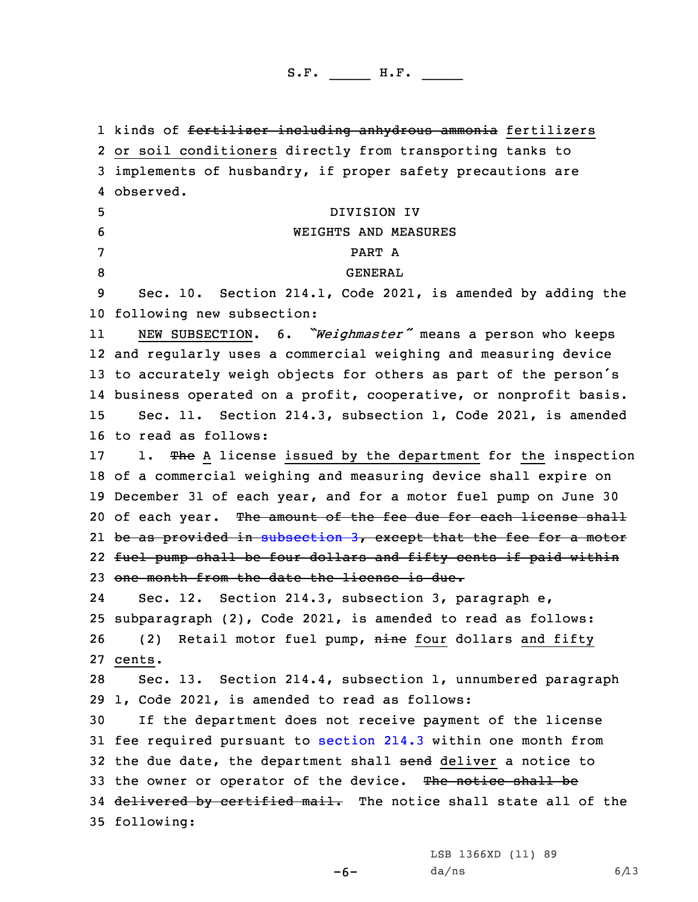kinds of ~~fertilizer including anhydrous ammonia~~ fertilizers or soil conditioners directly from transporting tanks to implements of husbandry, if proper safety precautions are observed.

DIVISION IV

WEIGHTS AND MEASURES

PART A

GENERAL

Sec. 10. Section 214.1, Code 2021, is amended by adding the following new subsection:

NEW SUBSECTION. 6. *"Weighmaster"* means a person who keeps and regularly uses a commercial weighing and measuring device to accurately weigh objects for others as part of the person's business operated on a profit, cooperative, or nonprofit basis.

Sec. 11. Section 214.3, subsection 1, Code 2021, is amended to read as follows:

1. ~~The~~ A license issued by the department for the inspection of a commercial weighing and measuring device shall expire on December 31 of each year, and for a motor fuel pump on June 30 of each year. ~~The amount of the fee due for each license shall be as provided in subsection 3, except that the fee for a motor fuel pump shall be four dollars and fifty cents if paid within one month from the date the license is due.~~

Sec. 12. Section 214.3, subsection 3, paragraph e, subparagraph (2), Code 2021, is amended to read as follows:

(2) Retail motor fuel pump, ~~nine~~ four dollars and fifty cents.

Sec. 13. Section 214.4, subsection 1, unnumbered paragraph 1, Code 2021, is amended to read as follows:

If the department does not receive payment of the license fee required pursuant to section 214.3 within one month from the due date, the department shall ~~send~~ deliver a notice to the owner or operator of the device. ~~The notice shall be delivered by certified mail.~~ The notice shall state all of the following: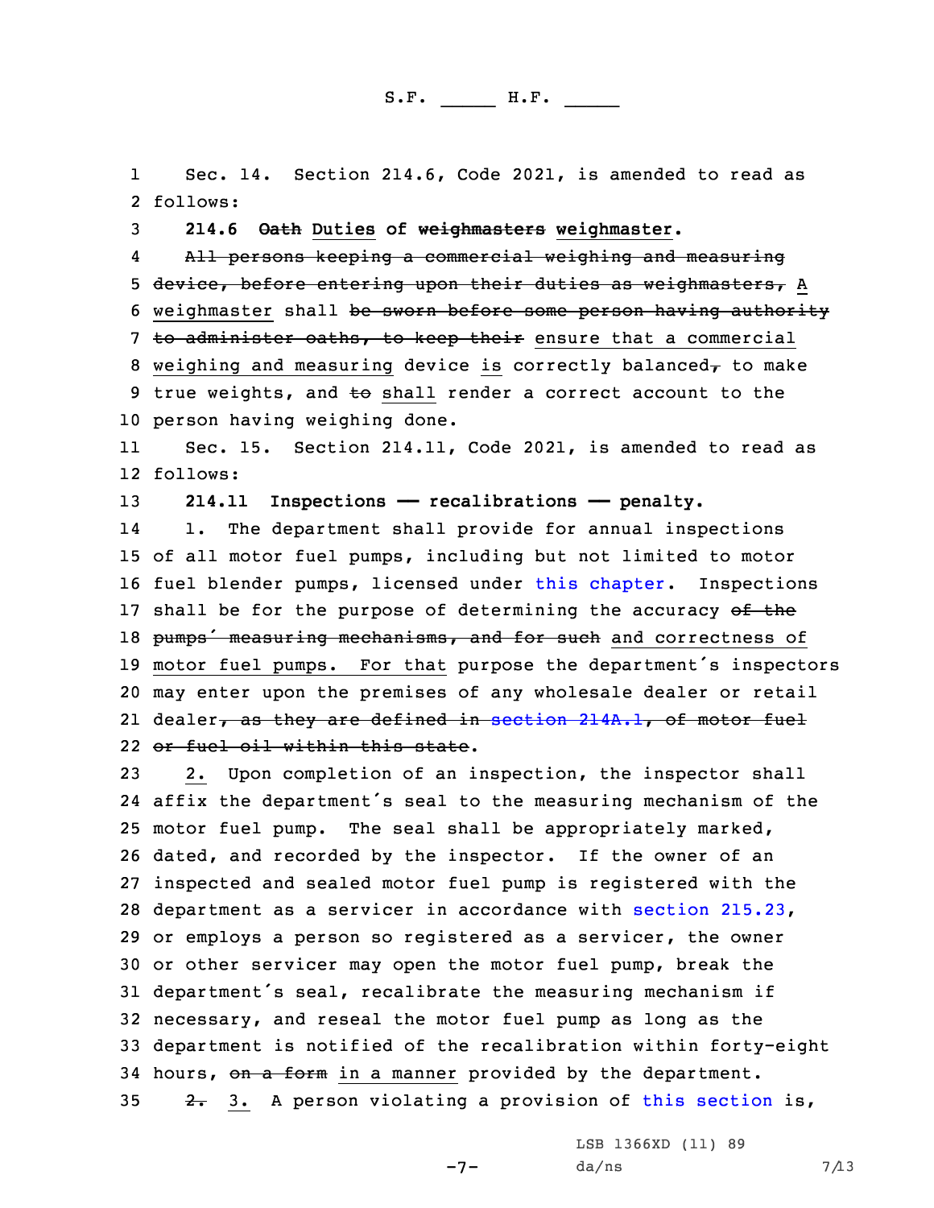Sec. 14. Section 214.6, Code 2021, is amended to read as follows:

**214.6 ~~Oath~~ Duties of ~~weighmasters~~ weighmaster.**

~~All persons keeping a commercial weighing and measuring device, before entering upon their duties as weighmasters,~~ A weighmaster shall ~~be sworn before some person having authority to administer oaths, to keep their~~ ensure that a commercial weighing and measuring device is correctly balanced~~,~~ to make true weights, and ~~to~~ shall render a correct account to the person having weighing done.

Sec. 15. Section 214.11, Code 2021, is amended to read as follows:

**214.11 Inspections — recalibrations — penalty.**

1. The department shall provide for annual inspections of all motor fuel pumps, including but not limited to motor fuel blender pumps, licensed under this chapter. Inspections shall be for the purpose of determining the accuracy ~~of the pumps' measuring mechanisms, and for such~~ and correctness of motor fuel pumps. For that purpose the department's inspectors may enter upon the premises of any wholesale dealer or retail dealer~~, as they are defined in section 214A.1, of motor fuel or fuel oil within this state~~.

2. Upon completion of an inspection, the inspector shall affix the department's seal to the measuring mechanism of the motor fuel pump. The seal shall be appropriately marked, dated, and recorded by the inspector. If the owner of an inspected and sealed motor fuel pump is registered with the department as a servicer in accordance with section 215.23, or employs a person so registered as a servicer, the owner or other servicer may open the motor fuel pump, break the department's seal, recalibrate the measuring mechanism if necessary, and reseal the motor fuel pump as long as the department is notified of the recalibration within forty-eight hours, ~~on a form~~ in a manner provided by the department.

~~2.~~ 3. A person violating a provision of this section is,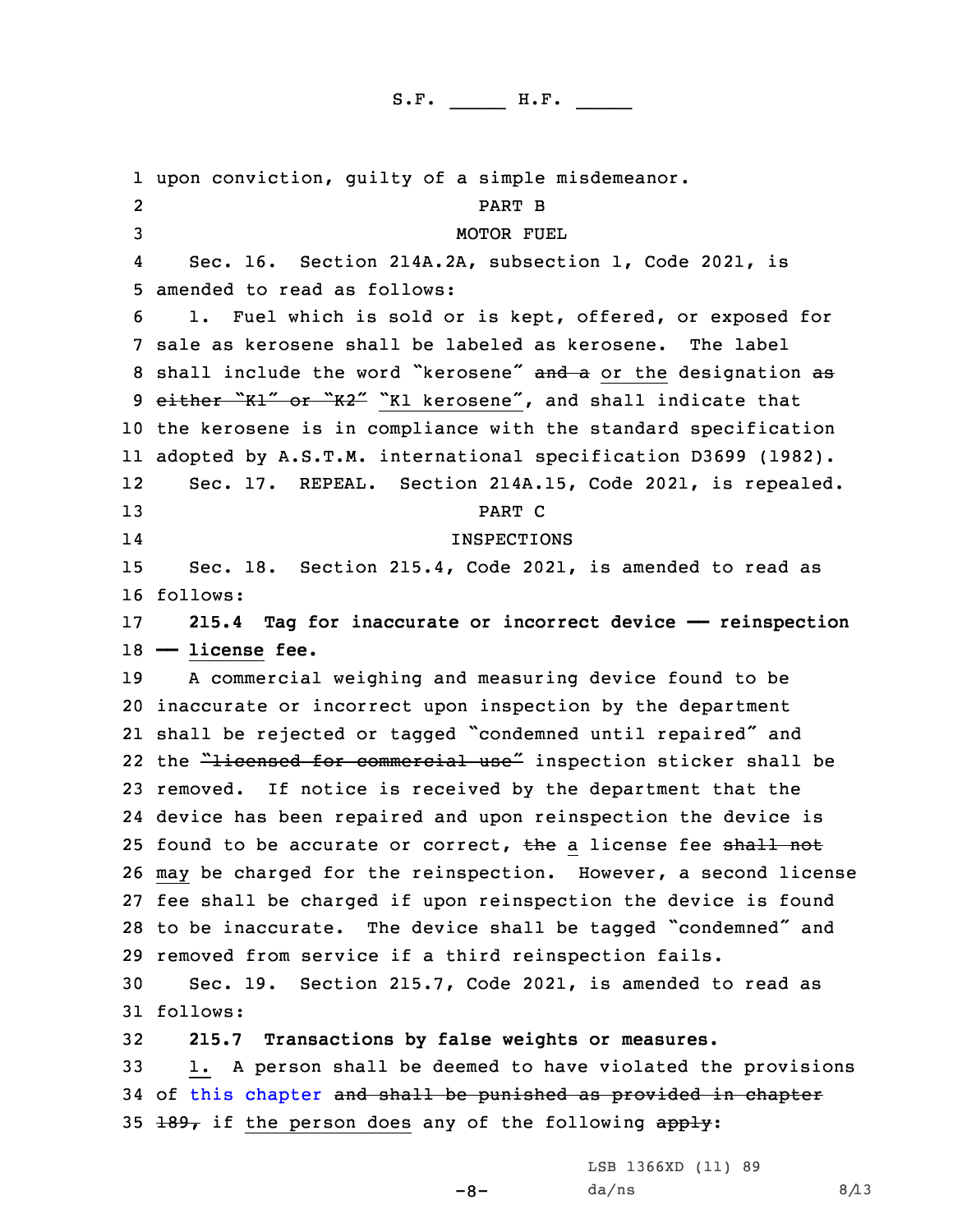upon conviction, guilty of a simple misdemeanor.

PART B

MOTOR FUEL

Sec. 16. Section 214A.2A, subsection 1, Code 2021, is amended to read as follows:

1. Fuel which is sold or is kept, offered, or exposed for sale as kerosene shall be labeled as kerosene. The label shall include the word "kerosene" ~~and a~~ or the designation ~~as either "K1" or "K2"~~ "K1 kerosene", and shall indicate that the kerosene is in compliance with the standard specification adopted by A.S.T.M. international specification D3699 (1982).

Sec. 17. REPEAL. Section 214A.15, Code 2021, is repealed.

PART C

INSPECTIONS

Sec. 18. Section 215.4, Code 2021, is amended to read as follows:

**215.4 Tag for inaccurate or incorrect device —— reinspection —— license fee.**

A commercial weighing and measuring device found to be inaccurate or incorrect upon inspection by the department shall be rejected or tagged "condemned until repaired" and the ~~"licensed for commercial use"~~ inspection sticker shall be removed. If notice is received by the department that the device has been repaired and upon reinspection the device is found to be accurate or correct, ~~the~~ a license fee ~~shall not~~ may be charged for the reinspection. However, a second license fee shall be charged if upon reinspection the device is found to be inaccurate. The device shall be tagged "condemned" and removed from service if a third reinspection fails.

Sec. 19. Section 215.7, Code 2021, is amended to read as follows:

**215.7 Transactions by false weights or measures.**

1. A person shall be deemed to have violated the provisions of this chapter ~~and shall be punished as provided in chapter 189,~~ if the person does any of the following ~~apply~~: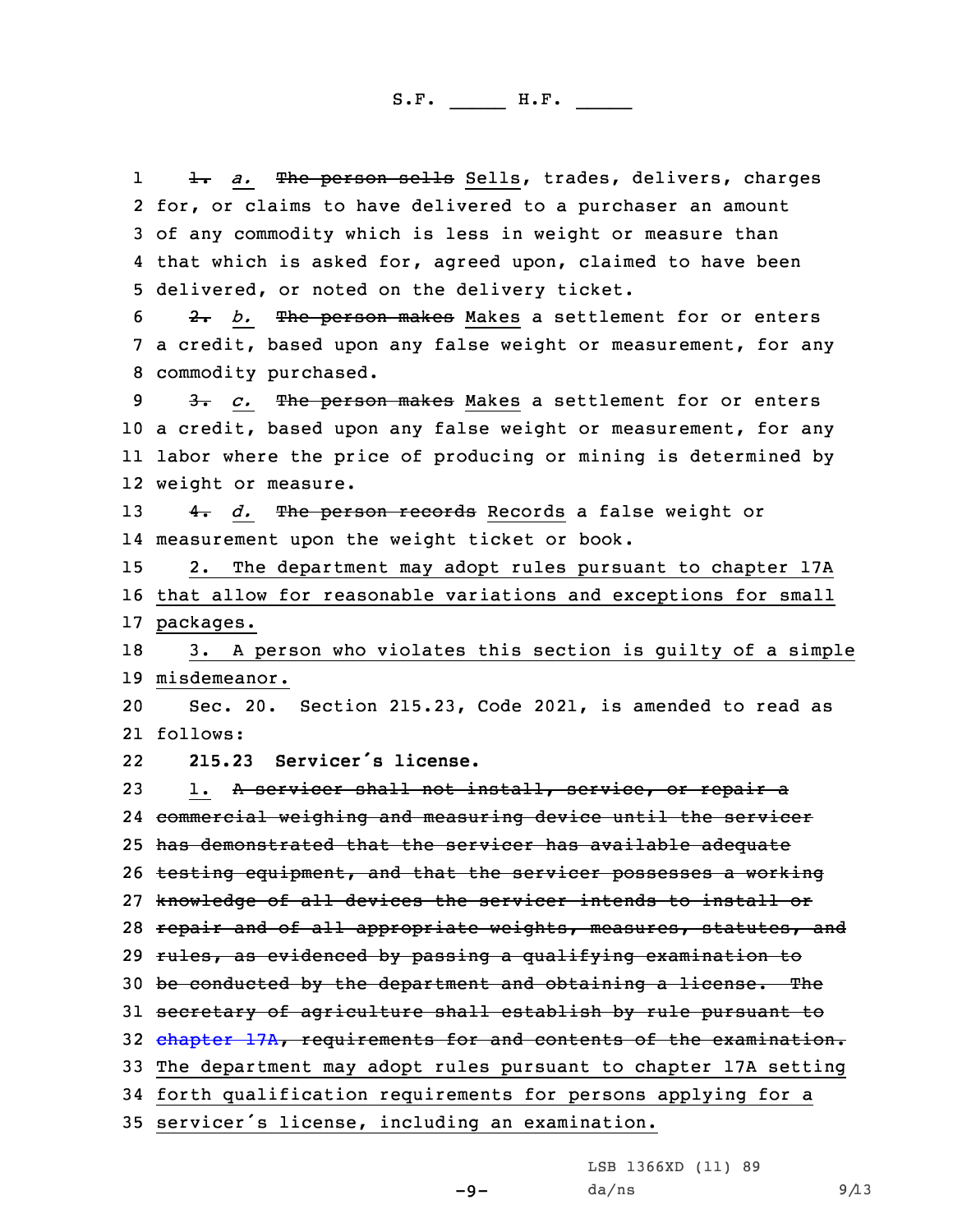1 ~~1.~~ *a.* ~~The person sells~~ Sells, trades, delivers, charges
2 for, or claims to have delivered to a purchaser an amount
3 of any commodity which is less in weight or measure than
4 that which is asked for, agreed upon, claimed to have been
5 delivered, or noted on the delivery ticket.

6 ~~2.~~ *b.* ~~The person makes~~ Makes a settlement for or enters
7 a credit, based upon any false weight or measurement, for any
8 commodity purchased.

9 ~~3.~~ *c.* ~~The person makes~~ Makes a settlement for or enters
10 a credit, based upon any false weight or measurement, for any
11 labor where the price of producing or mining is determined by
12 weight or measure.

13 ~~4.~~ *d.* ~~The person records~~ Records a false weight or
14 measurement upon the weight ticket or book.

15 2. The department may adopt rules pursuant to chapter 17A
16 that allow for reasonable variations and exceptions for small
17 packages.

18 3. A person who violates this section is guilty of a simple
19 misdemeanor.

20 Sec. 20. Section 215.23, Code 2021, is amended to read as
21 follows:

22 **215.23 Servicer's license.**

23 1. ~~A servicer shall not install, service, or repair a~~
24 ~~commercial weighing and measuring device until the servicer~~
25 ~~has demonstrated that the servicer has available adequate~~
26 ~~testing equipment, and that the servicer possesses a working~~
27 ~~knowledge of all devices the servicer intends to install or~~
28 ~~repair and of all appropriate weights, measures, statutes, and~~
29 ~~rules, as evidenced by passing a qualifying examination to~~
30 ~~be conducted by the department and obtaining a license. The~~
31 ~~secretary of agriculture shall establish by rule pursuant to~~
32 ~~chapter 17A, requirements for and contents of the examination.~~
33 The department may adopt rules pursuant to chapter 17A setting
34 forth qualification requirements for persons applying for a
35 servicer's license, including an examination.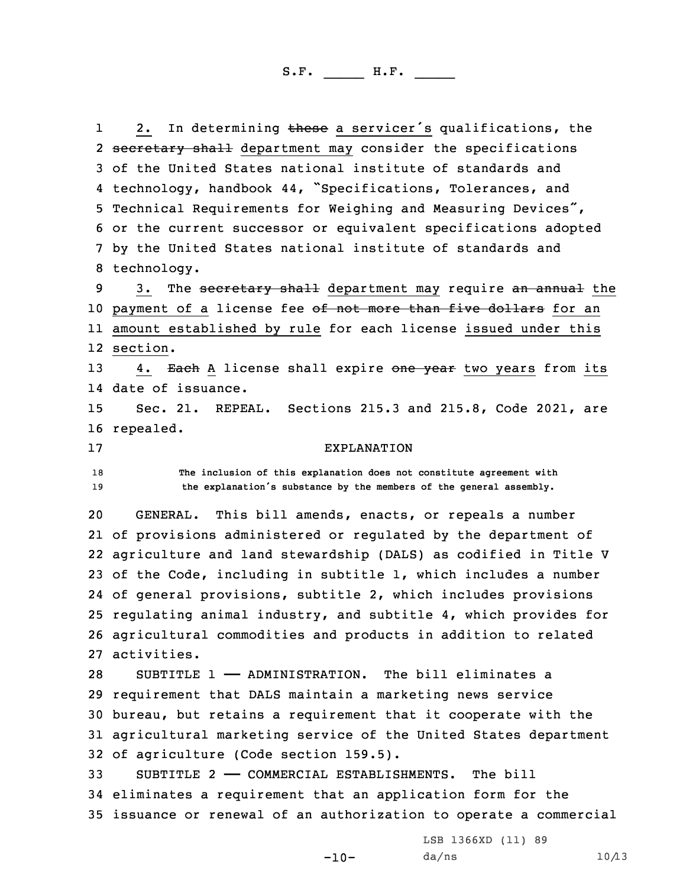2. In determining ~~these~~ a servicer's qualifications, the ~~secretary shall~~ department may consider the specifications of the United States national institute of standards and technology, handbook 44, "Specifications, Tolerances, and Technical Requirements for Weighing and Measuring Devices", or the current successor or equivalent specifications adopted by the United States national institute of standards and technology.

3. The ~~secretary shall~~ department may require ~~an annual~~ the payment of a license fee ~~of not more than five dollars~~ for an amount established by rule for each license issued under this section.

4. ~~Each~~ A license shall expire ~~one year~~ two years from its date of issuance.

Sec. 21. REPEAL. Sections 215.3 and 215.8, Code 2021, are repealed.

EXPLANATION

The inclusion of this explanation does not constitute agreement with the explanation's substance by the members of the general assembly.

GENERAL. This bill amends, enacts, or repeals a number of provisions administered or regulated by the department of agriculture and land stewardship (DALS) as codified in Title V of the Code, including in subtitle 1, which includes a number of general provisions, subtitle 2, which includes provisions regulating animal industry, and subtitle 4, which provides for agricultural commodities and products in addition to related activities.

SUBTITLE 1 —— ADMINISTRATION. The bill eliminates a requirement that DALS maintain a marketing news service bureau, but retains a requirement that it cooperate with the agricultural marketing service of the United States department of agriculture (Code section 159.5).

SUBTITLE 2 —— COMMERCIAL ESTABLISHMENTS. The bill eliminates a requirement that an application form for the issuance or renewal of an authorization to operate a commercial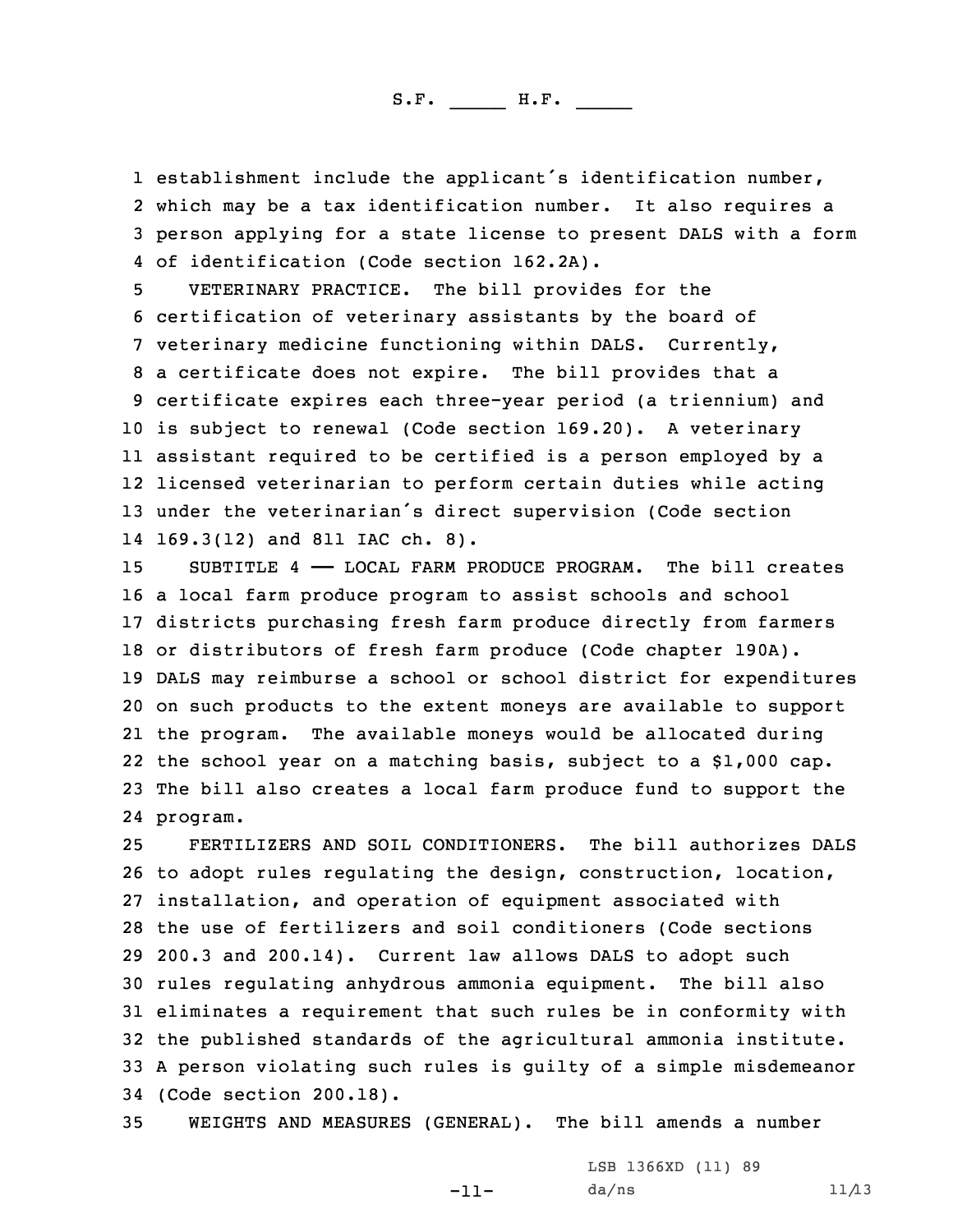establishment include the applicant's identification number, which may be a tax identification number. It also requires a person applying for a state license to present DALS with a form of identification (Code section 162.2A).

VETERINARY PRACTICE. The bill provides for the certification of veterinary assistants by the board of veterinary medicine functioning within DALS. Currently, a certificate does not expire. The bill provides that a certificate expires each three-year period (a triennium) and is subject to renewal (Code section 169.20). A veterinary assistant required to be certified is a person employed by a licensed veterinarian to perform certain duties while acting under the veterinarian's direct supervision (Code section 169.3(12) and 811 IAC ch. 8).

SUBTITLE 4 —— LOCAL FARM PRODUCE PROGRAM. The bill creates a local farm produce program to assist schools and school districts purchasing fresh farm produce directly from farmers or distributors of fresh farm produce (Code chapter 190A). DALS may reimburse a school or school district for expenditures on such products to the extent moneys are available to support the program. The available moneys would be allocated during the school year on a matching basis, subject to a $1,000 cap. The bill also creates a local farm produce fund to support the program.

FERTILIZERS AND SOIL CONDITIONERS. The bill authorizes DALS to adopt rules regulating the design, construction, location, installation, and operation of equipment associated with the use of fertilizers and soil conditioners (Code sections 200.3 and 200.14). Current law allows DALS to adopt such rules regulating anhydrous ammonia equipment. The bill also eliminates a requirement that such rules be in conformity with the published standards of the agricultural ammonia institute. A person violating such rules is guilty of a simple misdemeanor (Code section 200.18).

WEIGHTS AND MEASURES (GENERAL). The bill amends a number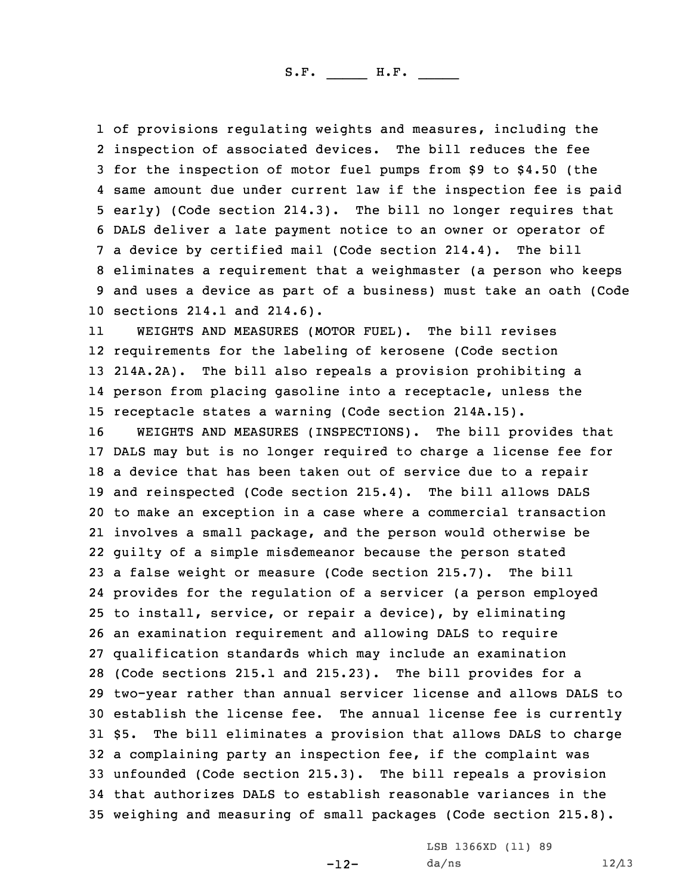of provisions regulating weights and measures, including the inspection of associated devices. The bill reduces the fee for the inspection of motor fuel pumps from $9 to $4.50 (the same amount due under current law if the inspection fee is paid early) (Code section 214.3). The bill no longer requires that DALS deliver a late payment notice to an owner or operator of a device by certified mail (Code section 214.4). The bill eliminates a requirement that a weighmaster (a person who keeps and uses a device as part of a business) must take an oath (Code sections 214.1 and 214.6).

WEIGHTS AND MEASURES (MOTOR FUEL). The bill revises requirements for the labeling of kerosene (Code section 214A.2A). The bill also repeals a provision prohibiting a person from placing gasoline into a receptacle, unless the receptacle states a warning (Code section 214A.15).

WEIGHTS AND MEASURES (INSPECTIONS). The bill provides that DALS may but is no longer required to charge a license fee for a device that has been taken out of service due to a repair and reinspected (Code section 215.4). The bill allows DALS to make an exception in a case where a commercial transaction involves a small package, and the person would otherwise be guilty of a simple misdemeanor because the person stated a false weight or measure (Code section 215.7). The bill provides for the regulation of a servicer (a person employed to install, service, or repair a device), by eliminating an examination requirement and allowing DALS to require qualification standards which may include an examination (Code sections 215.1 and 215.23). The bill provides for a two-year rather than annual servicer license and allows DALS to establish the license fee. The annual license fee is currently $5. The bill eliminates a provision that allows DALS to charge a complaining party an inspection fee, if the complaint was unfounded (Code section 215.3). The bill repeals a provision that authorizes DALS to establish reasonable variances in the weighing and measuring of small packages (Code section 215.8).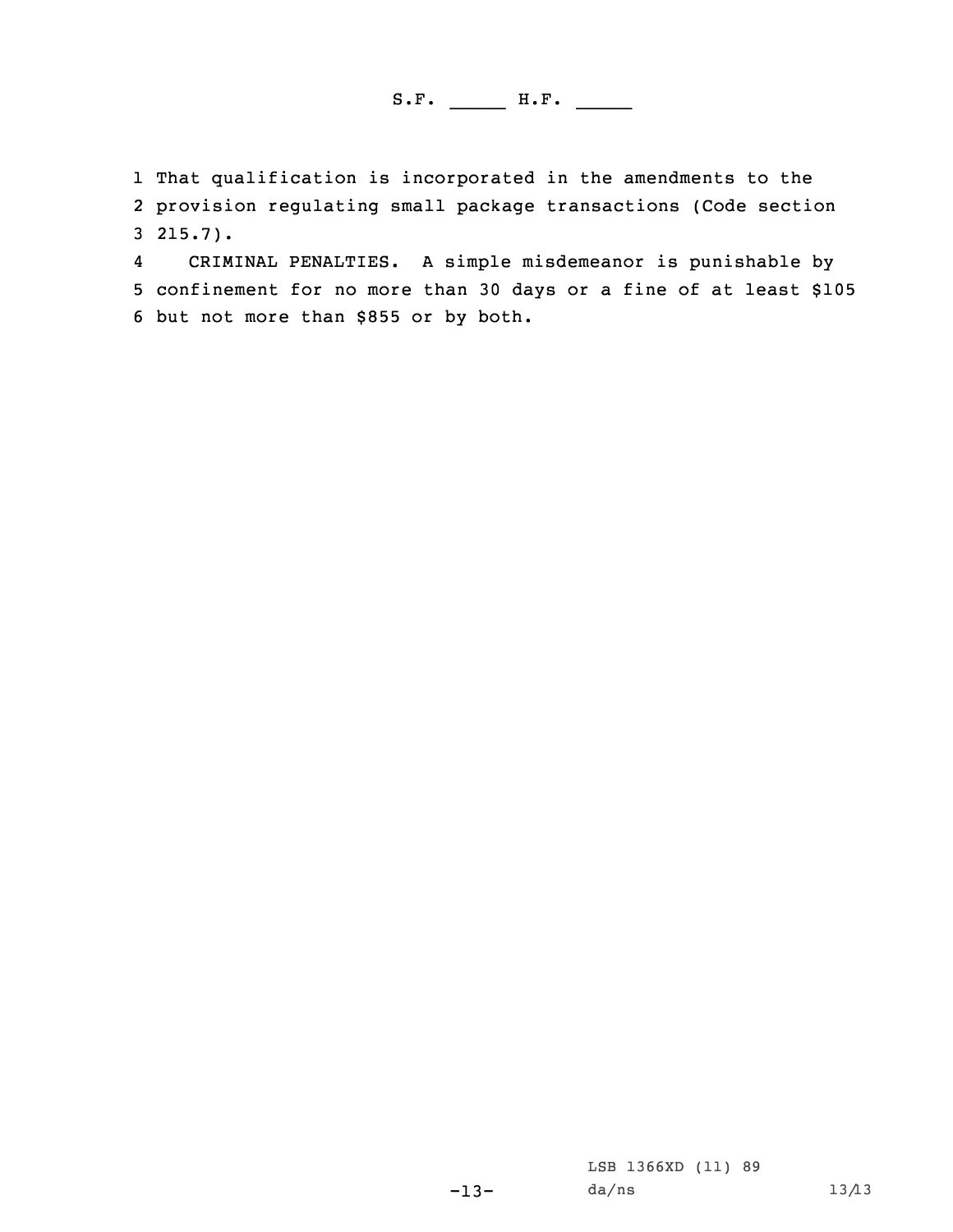That qualification is incorporated in the amendments to the provision regulating small package transactions (Code section 215.7).

CRIMINAL PENALTIES. A simple misdemeanor is punishable by confinement for no more than 30 days or a fine of at least $105 but not more than $855 or by both.